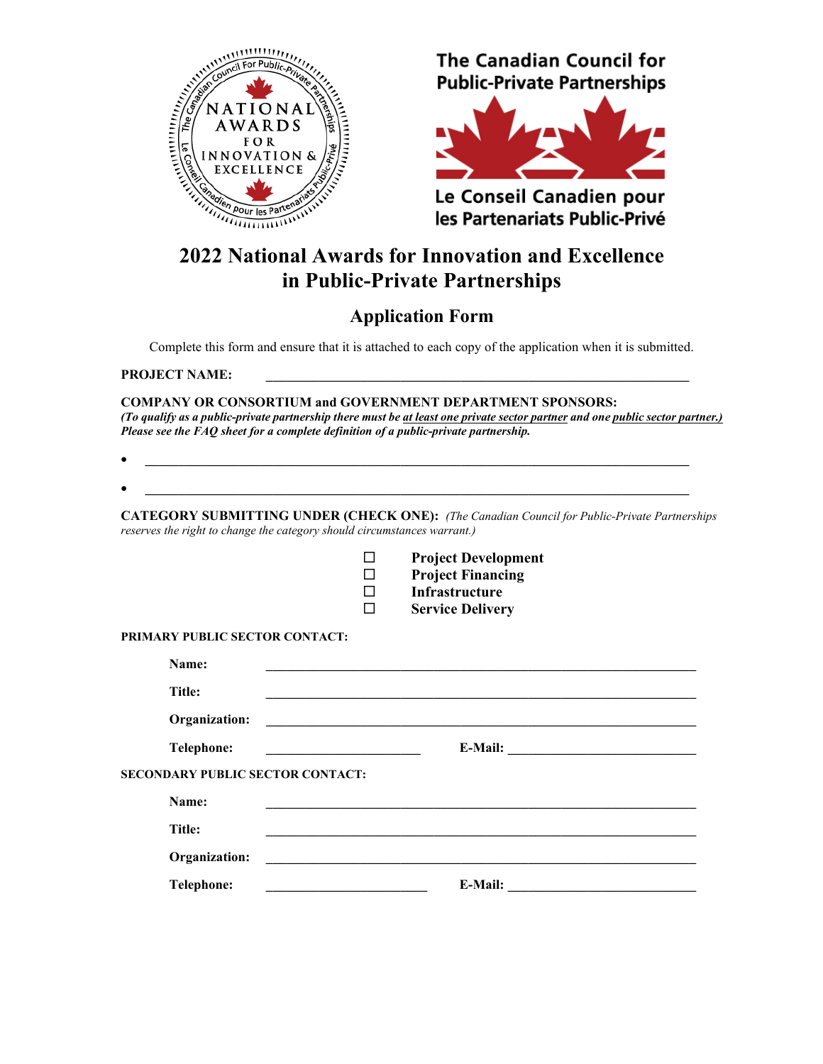The Canadian Council for Public-Private Partnerships

Le Conseil Canadien pour les Partenariats Public-Privé

# 2022 National Awards for Innovation and Excellence in Public-Private Partnerships

## Application Form

Complete this form and ensure that it is attached to each copy of the application when it is submitted.

**PROJECT NAME:** ______________________________________________________________

**COMPANY OR CONSORTIUM and GOVERNMENT DEPARTMENT SPONSORS:**
***(To qualify as a public-private partnership there must be at least one private sector partner and one public sector partner.) Please see the FAQ sheet for a complete definition of a public-private partnership.***

- ______________________________________________________________
- ______________________________________________________________

**CATEGORY SUBMITTING UNDER (CHECK ONE):** *(The Canadian Council for Public-Private Partnerships reserves the right to change the category should circumstances warrant.)*

- ☐ **Project Development**
- ☐ **Project Financing**
- ☐ **Infrastructure**
- ☐ **Service Delivery**

**PRIMARY PUBLIC SECTOR CONTACT:**

**Name:** ______________________________________________________________

**Title:** ______________________________________________________________

**Organization:** ______________________________________________________________

**Telephone:** ________________________ **E-Mail:** ____________________________

**SECONDARY PUBLIC SECTOR CONTACT:**

**Name:** ______________________________________________________________

**Title:** ______________________________________________________________

**Organization:** ______________________________________________________________

**Telephone:** ________________________ **E-Mail:** ____________________________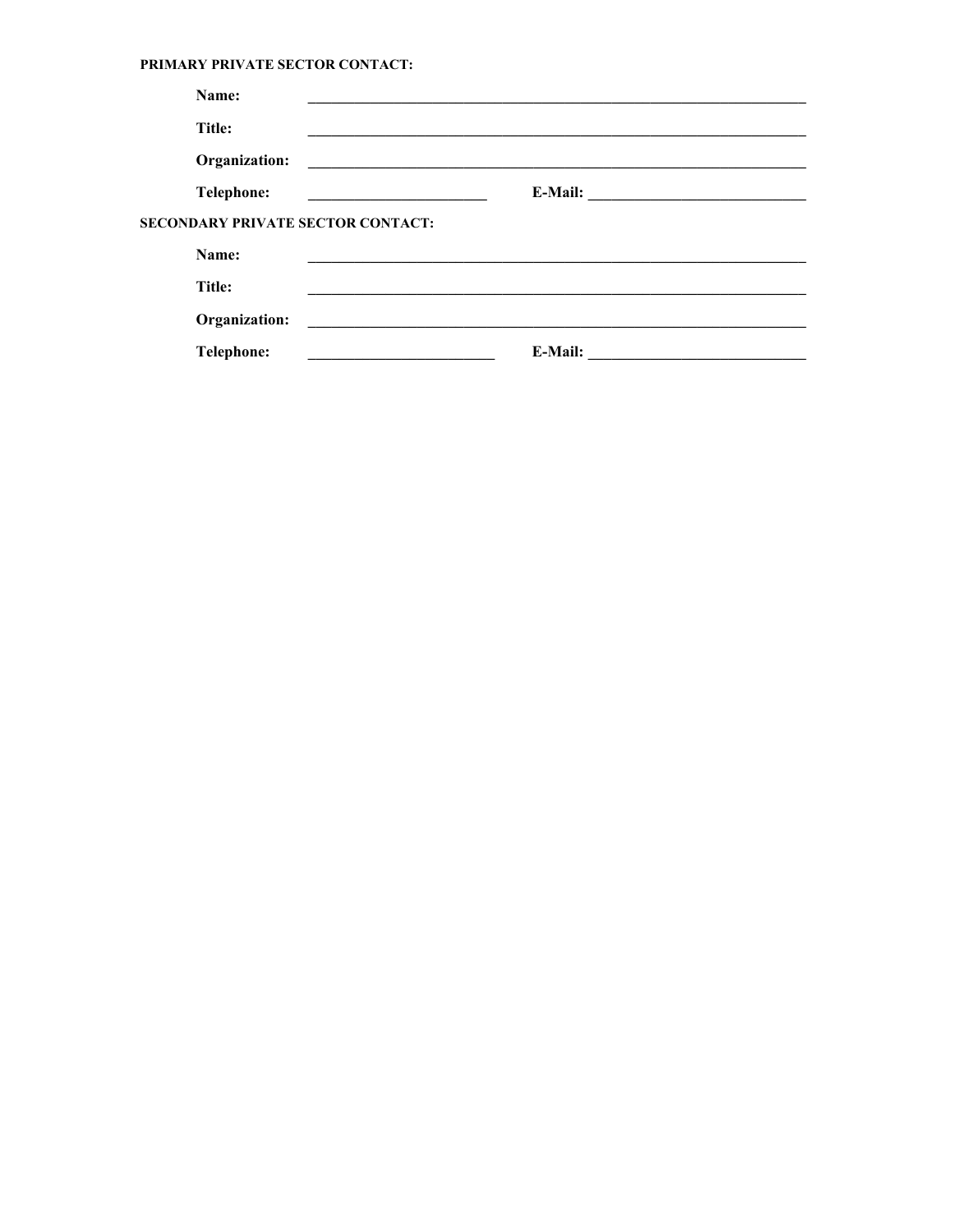**PRIMARY PRIVATE SECTOR CONTACT:**

**Name:** ________________________________________________________________

**Title:** ________________________________________________________________

**Organization:** ________________________________________________________________

**Telephone:** ______________________ **E-Mail:** ___________________________

**SECONDARY PRIVATE SECTOR CONTACT:**

**Name:** ________________________________________________________________

**Title:** ________________________________________________________________

**Organization:** ________________________________________________________________

**Telephone:** ______________________ **E-Mail:** ___________________________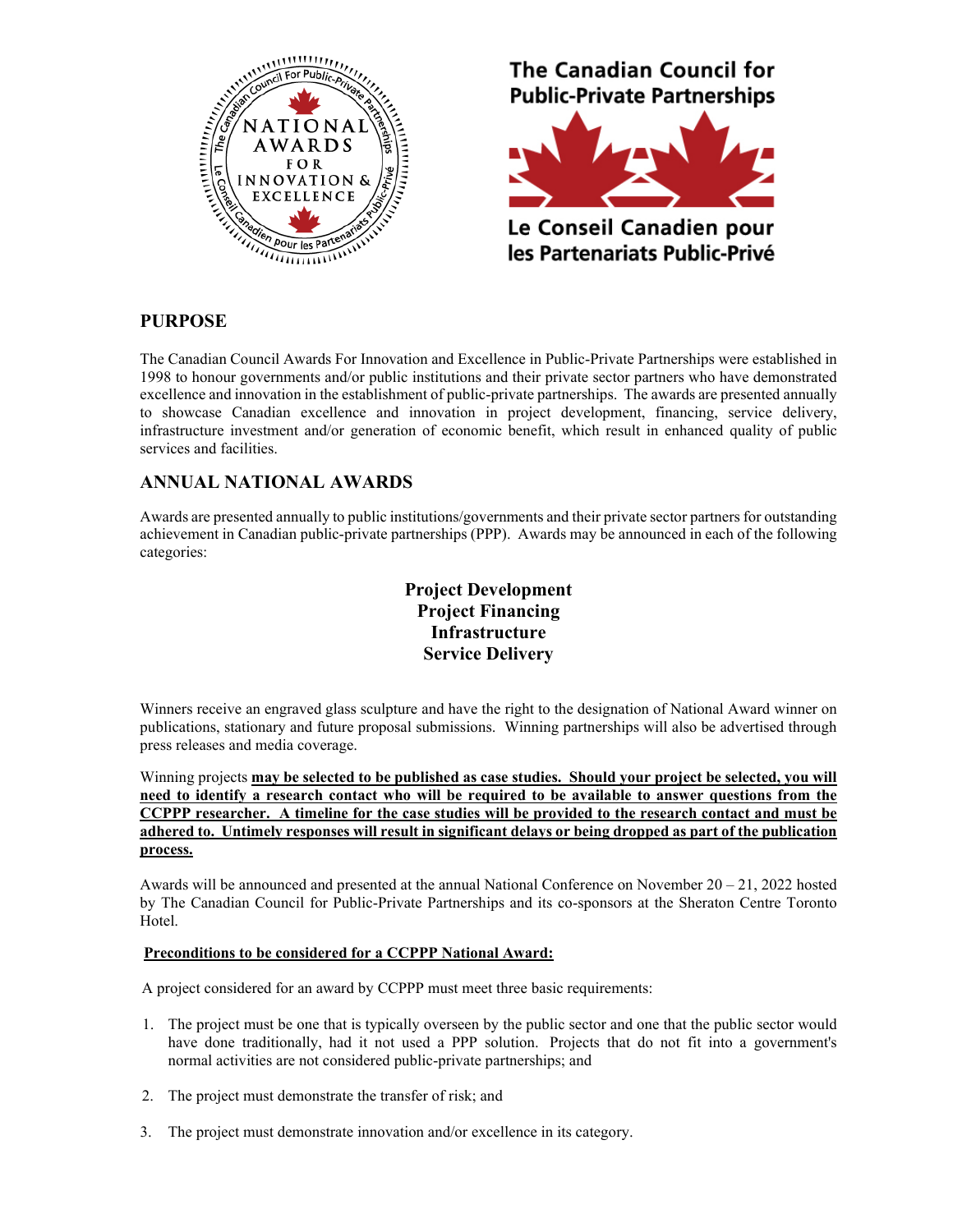The Canadian Council for Public-Private Partnerships

Le Conseil Canadien pour les Partenariats Public-Privé

## PURPOSE

The Canadian Council Awards For Innovation and Excellence in Public-Private Partnerships were established in 1998 to honour governments and/or public institutions and their private sector partners who have demonstrated excellence and innovation in the establishment of public-private partnerships. The awards are presented annually to showcase Canadian excellence and innovation in project development, financing, service delivery, infrastructure investment and/or generation of economic benefit, which result in enhanced quality of public services and facilities.

## ANNUAL NATIONAL AWARDS

Awards are presented annually to public institutions/governments and their private sector partners for outstanding achievement in Canadian public-private partnerships (PPP). Awards may be announced in each of the following categories:

**Project Development**
**Project Financing**
**Infrastructure**
**Service Delivery**

Winners receive an engraved glass sculpture and have the right to the designation of National Award winner on publications, stationary and future proposal submissions. Winning partnerships will also be advertised through press releases and media coverage.

Winning projects **may be selected to be published as case studies. Should your project be selected, you will need to identify a research contact who will be required to be available to answer questions from the CCPPP researcher. A timeline for the case studies will be provided to the research contact and must be adhered to. Untimely responses will result in significant delays or being dropped as part of the publication process.**

Awards will be announced and presented at the annual National Conference on November 20 – 21, 2022 hosted by The Canadian Council for Public-Private Partnerships and its co-sponsors at the Sheraton Centre Toronto Hotel.

**Preconditions to be considered for a CCPPP National Award:**

A project considered for an award by CCPPP must meet three basic requirements:

1. The project must be one that is typically overseen by the public sector and one that the public sector would have done traditionally, had it not used a PPP solution. Projects that do not fit into a government's normal activities are not considered public-private partnerships; and

2. The project must demonstrate the transfer of risk; and

3. The project must demonstrate innovation and/or excellence in its category.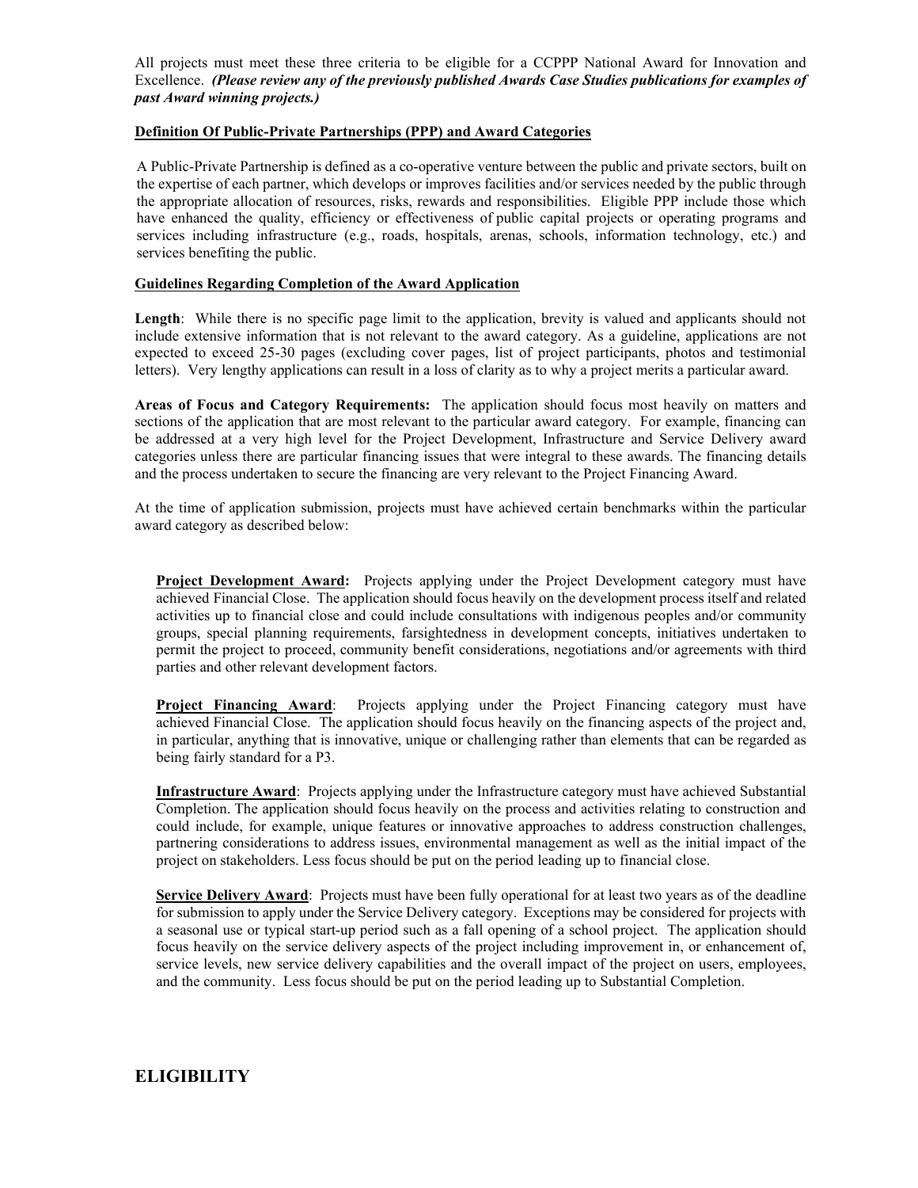All projects must meet these three criteria to be eligible for a CCPPP National Award for Innovation and Excellence. ***(Please review any of the previously published Awards Case Studies publications for examples of past Award winning projects.)***

**Definition Of Public-Private Partnerships (PPP) and Award Categories**

A Public-Private Partnership is defined as a co-operative venture between the public and private sectors, built on the expertise of each partner, which develops or improves facilities and/or services needed by the public through the appropriate allocation of resources, risks, rewards and responsibilities. Eligible PPP include those which have enhanced the quality, efficiency or effectiveness of public capital projects or operating programs and services including infrastructure (e.g., roads, hospitals, arenas, schools, information technology, etc.) and services benefiting the public.

**Guidelines Regarding Completion of the Award Application**

**Length**: While there is no specific page limit to the application, brevity is valued and applicants should not include extensive information that is not relevant to the award category. As a guideline, applications are not expected to exceed 25-30 pages (excluding cover pages, list of project participants, photos and testimonial letters). Very lengthy applications can result in a loss of clarity as to why a project merits a particular award.

**Areas of Focus and Category Requirements:** The application should focus most heavily on matters and sections of the application that are most relevant to the particular award category. For example, financing can be addressed at a very high level for the Project Development, Infrastructure and Service Delivery award categories unless there are particular financing issues that were integral to these awards. The financing details and the process undertaken to secure the financing are very relevant to the Project Financing Award.

At the time of application submission, projects must have achieved certain benchmarks within the particular award category as described below:

**Project Development Award:** Projects applying under the Project Development category must have achieved Financial Close. The application should focus heavily on the development process itself and related activities up to financial close and could include consultations with indigenous peoples and/or community groups, special planning requirements, farsightedness in development concepts, initiatives undertaken to permit the project to proceed, community benefit considerations, negotiations and/or agreements with third parties and other relevant development factors.

**Project Financing Award**: Projects applying under the Project Financing category must have achieved Financial Close. The application should focus heavily on the financing aspects of the project and, in particular, anything that is innovative, unique or challenging rather than elements that can be regarded as being fairly standard for a P3.

**Infrastructure Award**: Projects applying under the Infrastructure category must have achieved Substantial Completion. The application should focus heavily on the process and activities relating to construction and could include, for example, unique features or innovative approaches to address construction challenges, partnering considerations to address issues, environmental management as well as the initial impact of the project on stakeholders. Less focus should be put on the period leading up to financial close.

**Service Delivery Award**: Projects must have been fully operational for at least two years as of the deadline for submission to apply under the Service Delivery category. Exceptions may be considered for projects with a seasonal use or typical start-up period such as a fall opening of a school project. The application should focus heavily on the service delivery aspects of the project including improvement in, or enhancement of, service levels, new service delivery capabilities and the overall impact of the project on users, employees, and the community. Less focus should be put on the period leading up to Substantial Completion.

## ELIGIBILITY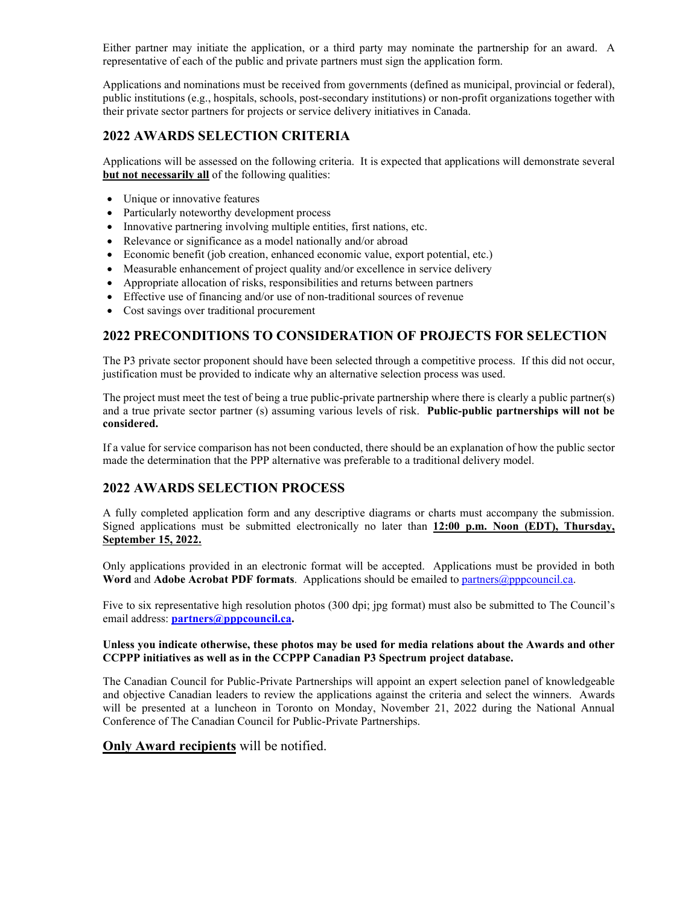Either partner may initiate the application, or a third party may nominate the partnership for an award. A representative of each of the public and private partners must sign the application form.

Applications and nominations must be received from governments (defined as municipal, provincial or federal), public institutions (e.g., hospitals, schools, post-secondary institutions) or non-profit organizations together with their private sector partners for projects or service delivery initiatives in Canada.

## 2022 AWARDS SELECTION CRITERIA

Applications will be assessed on the following criteria. It is expected that applications will demonstrate several **but not necessarily all** of the following qualities:

- Unique or innovative features
- Particularly noteworthy development process
- Innovative partnering involving multiple entities, first nations, etc.
- Relevance or significance as a model nationally and/or abroad
- Economic benefit (job creation, enhanced economic value, export potential, etc.)
- Measurable enhancement of project quality and/or excellence in service delivery
- Appropriate allocation of risks, responsibilities and returns between partners
- Effective use of financing and/or use of non-traditional sources of revenue
- Cost savings over traditional procurement

## 2022 PRECONDITIONS TO CONSIDERATION OF PROJECTS FOR SELECTION

The P3 private sector proponent should have been selected through a competitive process. If this did not occur, justification must be provided to indicate why an alternative selection process was used.

The project must meet the test of being a true public-private partnership where there is clearly a public partner(s) and a true private sector partner (s) assuming various levels of risk. **Public-public partnerships will not be considered.**

If a value for service comparison has not been conducted, there should be an explanation of how the public sector made the determination that the PPP alternative was preferable to a traditional delivery model.

## 2022 AWARDS SELECTION PROCESS

A fully completed application form and any descriptive diagrams or charts must accompany the submission. Signed applications must be submitted electronically no later than **12:00 p.m. Noon (EDT), Thursday, September 15, 2022.**

Only applications provided in an electronic format will be accepted. Applications must be provided in both **Word** and **Adobe Acrobat PDF formats**. Applications should be emailed to partners@pppcouncil.ca.

Five to six representative high resolution photos (300 dpi; jpg format) must also be submitted to The Council's email address: **partners@pppcouncil.ca.**

**Unless you indicate otherwise, these photos may be used for media relations about the Awards and other CCPPP initiatives as well as in the CCPPP Canadian P3 Spectrum project database.**

The Canadian Council for Public-Private Partnerships will appoint an expert selection panel of knowledgeable and objective Canadian leaders to review the applications against the criteria and select the winners. Awards will be presented at a luncheon in Toronto on Monday, November 21, 2022 during the National Annual Conference of The Canadian Council for Public-Private Partnerships.

**Only Award recipients** will be notified.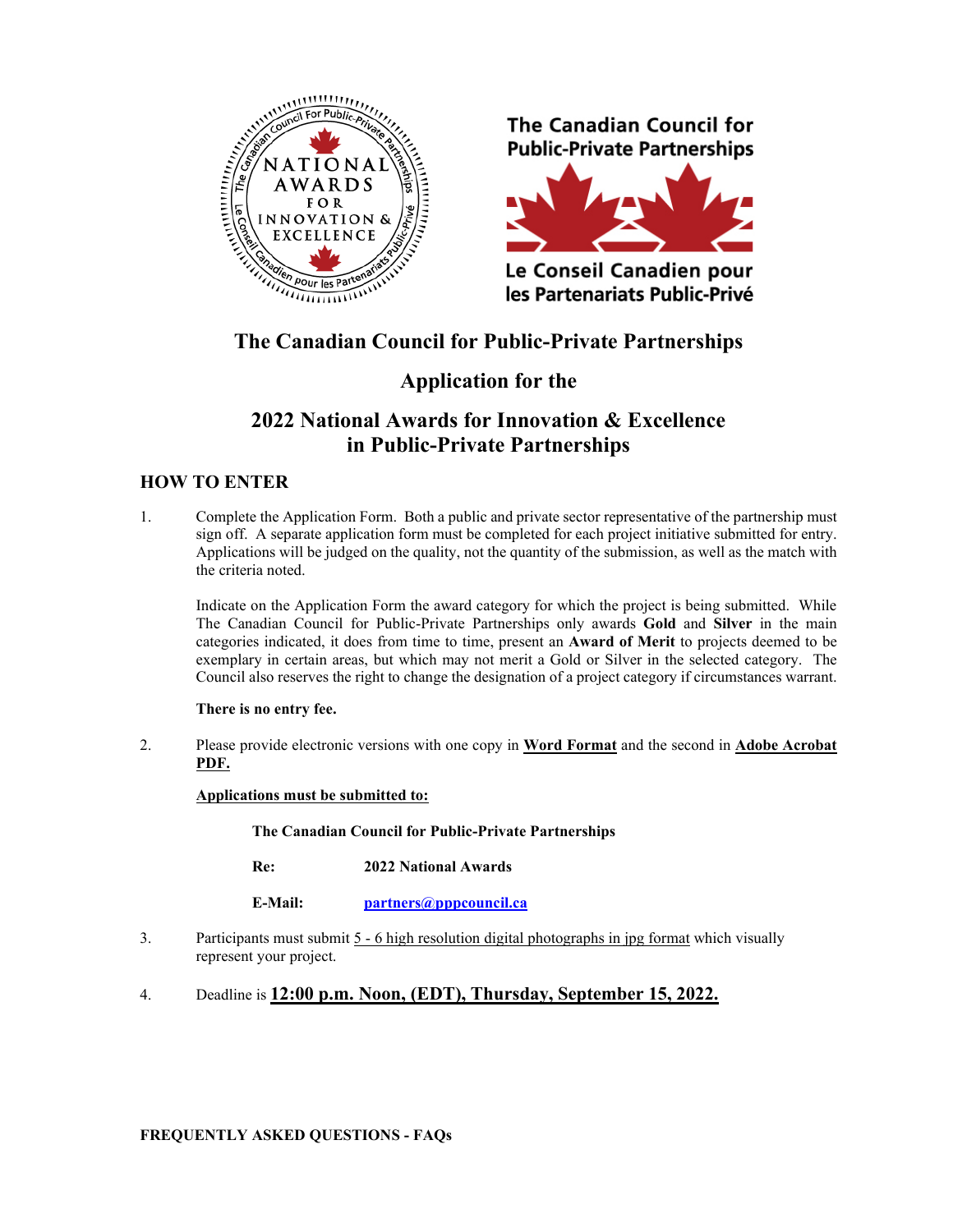The Canadian Council for Public-Private Partnerships

Le Conseil Canadien pour les Partenariats Public-Privé

# The Canadian Council for Public-Private Partnerships

## Application for the

## 2022 National Awards for Innovation & Excellence in Public-Private Partnerships

### HOW TO ENTER

1. Complete the Application Form. Both a public and private sector representative of the partnership must sign off. A separate application form must be completed for each project initiative submitted for entry. Applications will be judged on the quality, not the quantity of the submission, as well as the match with the criteria noted.

   Indicate on the Application Form the award category for which the project is being submitted. While The Canadian Council for Public-Private Partnerships only awards **Gold** and **Silver** in the main categories indicated, it does from time to time, present an **Award of Merit** to projects deemed to be exemplary in certain areas, but which may not merit a Gold or Silver in the selected category. The Council also reserves the right to change the designation of a project category if circumstances warrant.

   **There is no entry fee.**

2. Please provide electronic versions with one copy in **Word Format** and the second in **Adobe Acrobat PDF.**

   **Applications must be submitted to:**

   **The Canadian Council for Public-Private Partnerships**

   **Re:** **2022 National Awards**

   **E-Mail:** **partners@pppcouncil.ca**

3. Participants must submit 5 - 6 high resolution digital photographs in jpg format which visually represent your project.

4. Deadline is **12:00 p.m. Noon, (EDT), Thursday, September 15, 2022.**

**FREQUENTLY ASKED QUESTIONS - FAQs**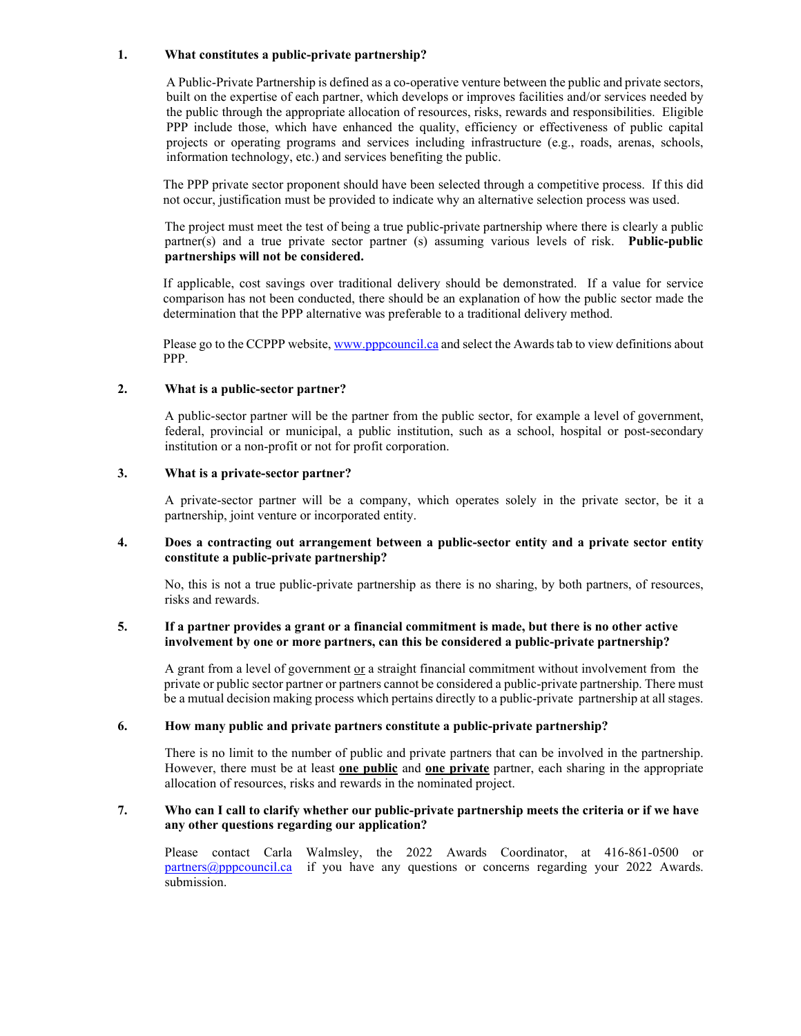**1. What constitutes a public-private partnership?**

A Public-Private Partnership is defined as a co-operative venture between the public and private sectors, built on the expertise of each partner, which develops or improves facilities and/or services needed by the public through the appropriate allocation of resources, risks, rewards and responsibilities. Eligible PPP include those, which have enhanced the quality, efficiency or effectiveness of public capital projects or operating programs and services including infrastructure (e.g., roads, arenas, schools, information technology, etc.) and services benefiting the public.

The PPP private sector proponent should have been selected through a competitive process. If this did not occur, justification must be provided to indicate why an alternative selection process was used.

The project must meet the test of being a true public-private partnership where there is clearly a public partner(s) and a true private sector partner (s) assuming various levels of risk. **Public-public partnerships will not be considered.**

If applicable, cost savings over traditional delivery should be demonstrated. If a value for service comparison has not been conducted, there should be an explanation of how the public sector made the determination that the PPP alternative was preferable to a traditional delivery method.

Please go to the CCPPP website, www.pppcouncil.ca and select the Awards tab to view definitions about PPP.

**2. What is a public-sector partner?**

A public-sector partner will be the partner from the public sector, for example a level of government, federal, provincial or municipal, a public institution, such as a school, hospital or post-secondary institution or a non-profit or not for profit corporation.

**3. What is a private-sector partner?**

A private-sector partner will be a company, which operates solely in the private sector, be it a partnership, joint venture or incorporated entity.

**4. Does a contracting out arrangement between a public-sector entity and a private sector entity constitute a public-private partnership?**

No, this is not a true public-private partnership as there is no sharing, by both partners, of resources, risks and rewards.

**5. If a partner provides a grant or a financial commitment is made, but there is no other active involvement by one or more partners, can this be considered a public-private partnership?**

A grant from a level of government or a straight financial commitment without involvement from the private or public sector partner or partners cannot be considered a public-private partnership. There must be a mutual decision making process which pertains directly to a public-private partnership at all stages.

**6. How many public and private partners constitute a public-private partnership?**

There is no limit to the number of public and private partners that can be involved in the partnership. However, there must be at least **one public** and **one private** partner, each sharing in the appropriate allocation of resources, risks and rewards in the nominated project.

**7. Who can I call to clarify whether our public-private partnership meets the criteria or if we have any other questions regarding our application?**

Please contact Carla Walmsley, the 2022 Awards Coordinator, at 416-861-0500 or partners@pppcouncil.ca if you have any questions or concerns regarding your 2022 Awards submission.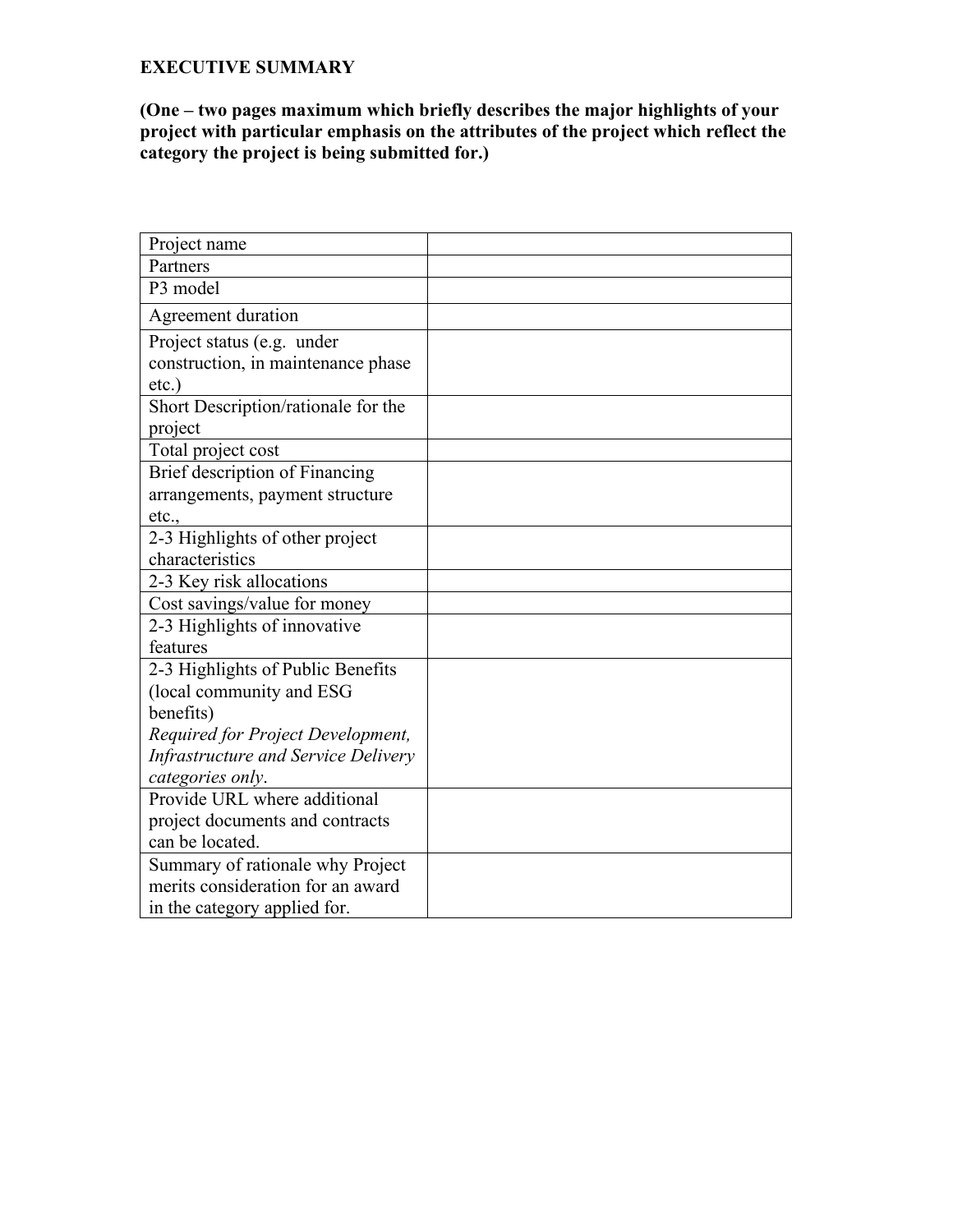**EXECUTIVE SUMMARY**

**(One – two pages maximum which briefly describes the major highlights of your project with particular emphasis on the attributes of the project which reflect the category the project is being submitted for.)**

| | |
|---|---|
| Project name | |
| Partners | |
| P3 model | |
| Agreement duration | |
| Project status (e.g. under construction, in maintenance phase etc.) | |
| Short Description/rationale for the project | |
| Total project cost | |
| Brief description of Financing arrangements, payment structure etc., | |
| 2-3 Highlights of other project characteristics | |
| 2-3 Key risk allocations | |
| Cost savings/value for money | |
| 2-3 Highlights of innovative features | |
| 2-3 Highlights of Public Benefits (local community and ESG benefits) *Required for Project Development, Infrastructure and Service Delivery categories only*. | |
| Provide URL where additional project documents and contracts can be located. | |
| Summary of rationale why Project merits consideration for an award in the category applied for. | |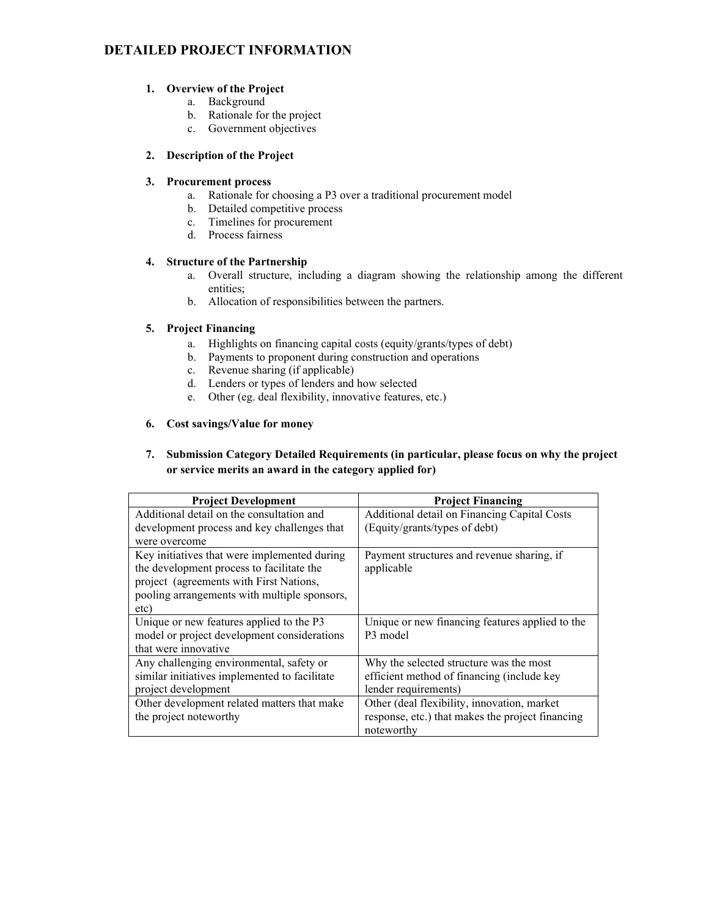# DETAILED PROJECT INFORMATION

1. **Overview of the Project**
    a. Background
    b. Rationale for the project
    c. Government objectives

2. **Description of the Project**

3. **Procurement process**
    a. Rationale for choosing a P3 over a traditional procurement model
    b. Detailed competitive process
    c. Timelines for procurement
    d. Process fairness

4. **Structure of the Partnership**
    a. Overall structure, including a diagram showing the relationship among the different entities;
    b. Allocation of responsibilities between the partners.

5. **Project Financing**
    a. Highlights on financing capital costs (equity/grants/types of debt)
    b. Payments to proponent during construction and operations
    c. Revenue sharing (if applicable)
    d. Lenders or types of lenders and how selected
    e. Other (eg. deal flexibility, innovative features, etc.)

6. **Cost savings/Value for money**

7. **Submission Category Detailed Requirements (in particular, please focus on why the project or service merits an award in the category applied for)**

| Project Development | Project Financing |
|---|---|
| Additional detail on the consultation and development process and key challenges that were overcome | Additional detail on Financing Capital Costs (Equity/grants/types of debt) |
| Key initiatives that were implemented during the development process to facilitate the project (agreements with First Nations, pooling arrangements with multiple sponsors, etc) | Payment structures and revenue sharing, if applicable |
| Unique or new features applied to the P3 model or project development considerations that were innovative | Unique or new financing features applied to the P3 model |
| Any challenging environmental, safety or similar initiatives implemented to facilitate project development | Why the selected structure was the most efficient method of financing (include key lender requirements) |
| Other development related matters that make the project noteworthy | Other (deal flexibility, innovation, market response, etc.) that makes the project financing noteworthy |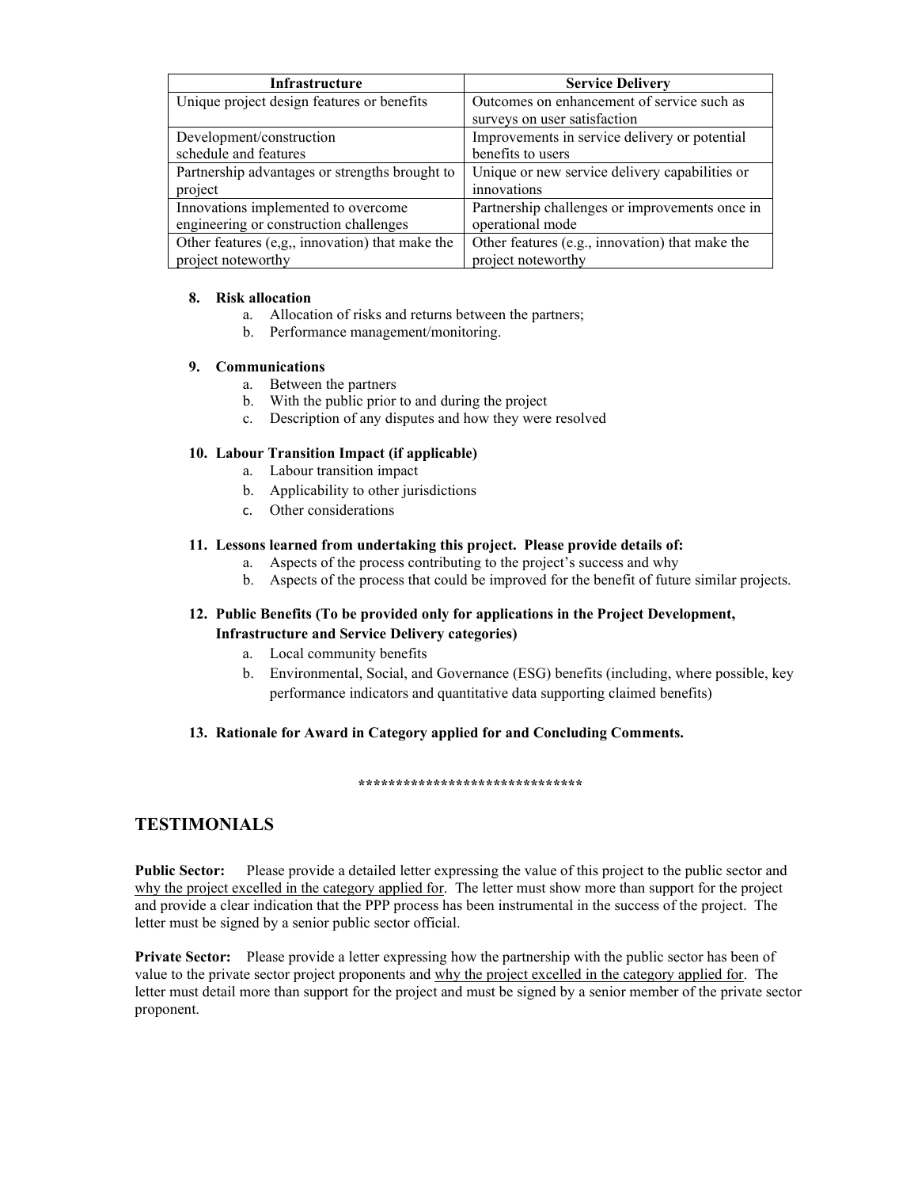| Infrastructure | Service Delivery |
|---|---|
| Unique project design features or benefits | Outcomes on enhancement of service such as surveys on user satisfaction |
| Development/construction schedule and features | Improvements in service delivery or potential benefits to users |
| Partnership advantages or strengths brought to project | Unique or new service delivery capabilities or innovations |
| Innovations implemented to overcome engineering or construction challenges | Partnership challenges or improvements once in operational mode |
| Other features (e,g,, innovation) that make the project noteworthy | Other features (e.g., innovation) that make the project noteworthy |

8. **Risk allocation**
   a. Allocation of risks and returns between the partners;
   b. Performance management/monitoring.

9. **Communications**
   a. Between the partners
   b. With the public prior to and during the project
   c. Description of any disputes and how they were resolved

10. **Labour Transition Impact (if applicable)**
    a. Labour transition impact
    b. Applicability to other jurisdictions
    c. Other considerations

11. **Lessons learned from undertaking this project. Please provide details of:**
    a. Aspects of the process contributing to the project's success and why
    b. Aspects of the process that could be improved for the benefit of future similar projects.

12. **Public Benefits (To be provided only for applications in the Project Development, Infrastructure and Service Delivery categories)**
    a. Local community benefits
    b. Environmental, Social, and Governance (ESG) benefits (including, where possible, key performance indicators and quantitative data supporting claimed benefits)

13. **Rationale for Award in Category applied for and Concluding Comments.**

******************************

## TESTIMONIALS

**Public Sector:** Please provide a detailed letter expressing the value of this project to the public sector and why the project excelled in the category applied for. The letter must show more than support for the project and provide a clear indication that the PPP process has been instrumental in the success of the project. The letter must be signed by a senior public sector official.

**Private Sector:** Please provide a letter expressing how the partnership with the public sector has been of value to the private sector project proponents and why the project excelled in the category applied for. The letter must detail more than support for the project and must be signed by a senior member of the private sector proponent.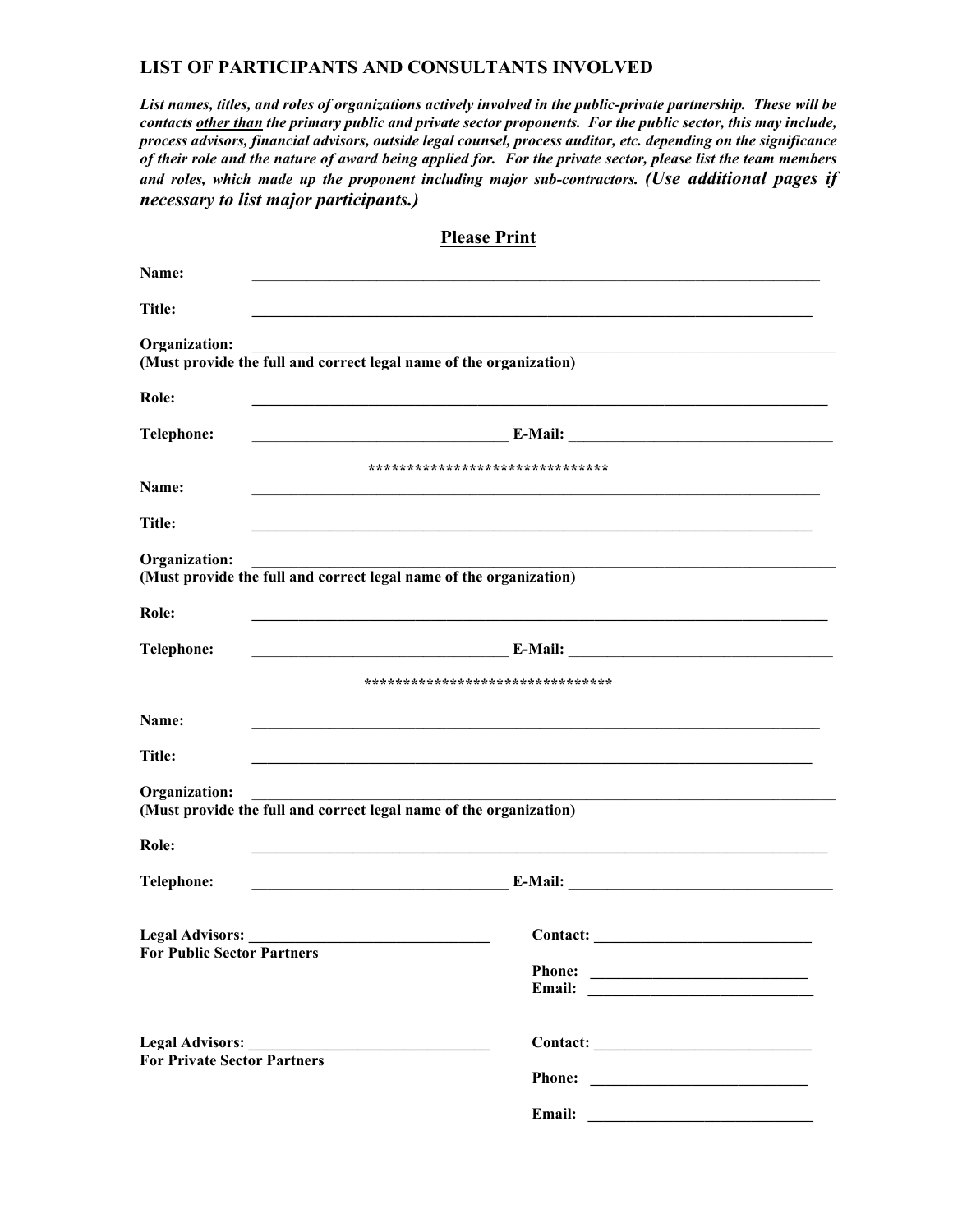## LIST OF PARTICIPANTS AND CONSULTANTS INVOLVED

***List names, titles, and roles of organizations actively involved in the public-private partnership. These will be contacts <u>other than</u> the primary public and private sector proponents. For the public sector, this may include, process advisors, financial advisors, outside legal counsel, process auditor, etc. depending on the significance of their role and the nature of award being applied for. For the private sector, please list the team members and roles, which made up the proponent including major sub-contractors. (Use additional pages if necessary to list major participants.)***

**<u>Please Print</u>**

**Name:** ____________________________________________

**Title:** ____________________________________________

**Organization:** ____________________________________________
**(Must provide the full and correct legal name of the organization)**

**Role:** ____________________________________________

**Telephone:** ____________________ **E-Mail:** ____________________

******************************

**Name:** ____________________________________________

**Title:** ____________________________________________

**Organization:** ____________________________________________
**(Must provide the full and correct legal name of the organization)**

**Role:** ____________________________________________

**Telephone:** ____________________ **E-Mail:** ____________________

*******************************

**Name:** ____________________________________________

**Title:** ____________________________________________

**Organization:** ____________________________________________
**(Must provide the full and correct legal name of the organization)**

**Role:** ____________________________________________

**Telephone:** ____________________ **E-Mail:** ____________________

**Legal Advisors:** ____________________ **Contact:** ____________________
**For Public Sector Partners**

**Phone:** ____________________
**Email:** ____________________

**Legal Advisors:** ____________________ **Contact:** ____________________
**For Private Sector Partners**

**Phone:** ____________________

**Email:** ____________________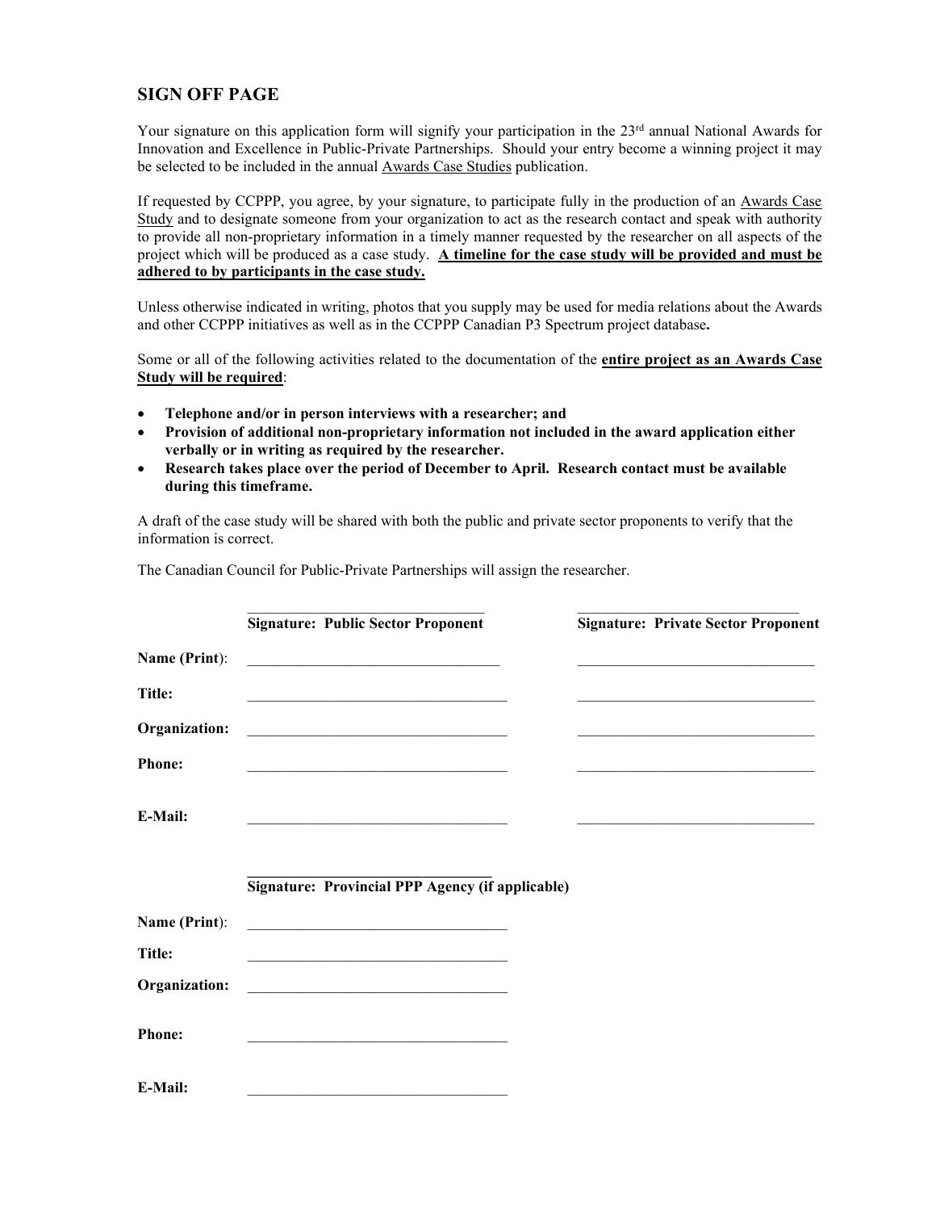## SIGN OFF PAGE

Your signature on this application form will signify your participation in the 23rd annual National Awards for Innovation and Excellence in Public-Private Partnerships. Should your entry become a winning project it may be selected to be included in the annual Awards Case Studies publication.

If requested by CCPPP, you agree, by your signature, to participate fully in the production of an Awards Case Study and to designate someone from your organization to act as the research contact and speak with authority to provide all non-proprietary information in a timely manner requested by the researcher on all aspects of the project which will be produced as a case study. **A timeline for the case study will be provided and must be adhered to by participants in the case study.**

Unless otherwise indicated in writing, photos that you supply may be used for media relations about the Awards and other CCPPP initiatives as well as in the CCPPP Canadian P3 Spectrum project database**.**

Some or all of the following activities related to the documentation of the **entire project as an Awards Case Study will be required**:

- **Telephone and/or in person interviews with a researcher; and**
- **Provision of additional non-proprietary information not included in the award application either verbally or in writing as required by the researcher.**
- **Research takes place over the period of December to April. Research contact must be available during this timeframe.**

A draft of the case study will be shared with both the public and private sector proponents to verify that the information is correct.

The Canadian Council for Public-Private Partnerships will assign the researcher.

| | ______________________________ | ______________________________ |
|---|---|---|
| | **Signature: Public Sector Proponent** | **Signature: Private Sector Proponent** |
| **Name (Print)**: | ______________________________ | ______________________________ |
| **Title:** | ______________________________ | ______________________________ |
| **Organization:** | ______________________________ | ______________________________ |
| **Phone:** | ______________________________ | ______________________________ |
| **E-Mail:** | ______________________________ | ______________________________ |

| | ______________________________ |
|---|---|
| | **Signature: Provincial PPP Agency (if applicable)** |
| **Name (Print)**: | ______________________________ |
| **Title:** | ______________________________ |
| **Organization:** | ______________________________ |
| **Phone:** | ______________________________ |
| **E-Mail:** | ______________________________ |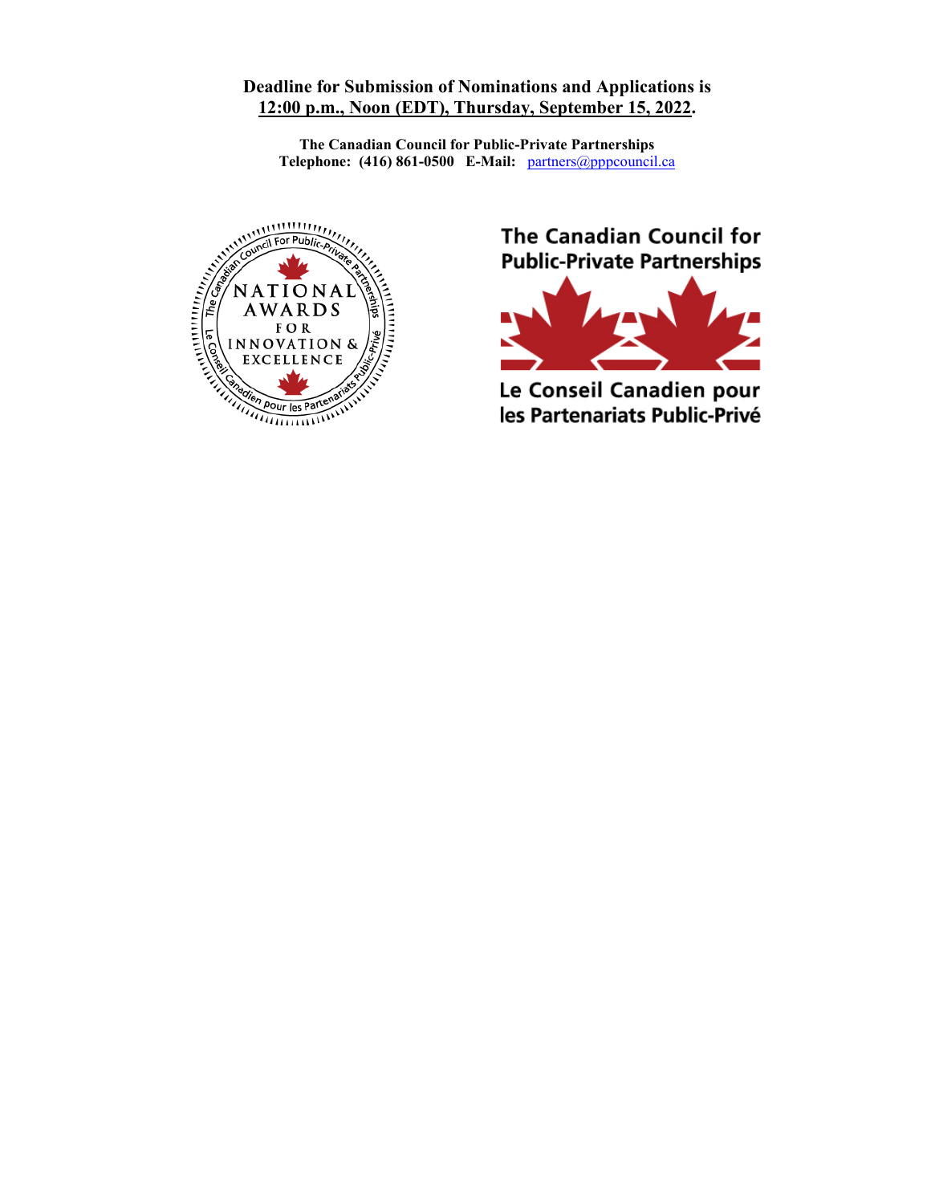**Deadline for Submission of Nominations and Applications is**
**12:00 p.m., Noon (EDT), Thursday, September 15, 2022.**

**The Canadian Council for Public-Private Partnerships**
**Telephone: (416) 861-0500 E-Mail:** partners@pppcouncil.ca